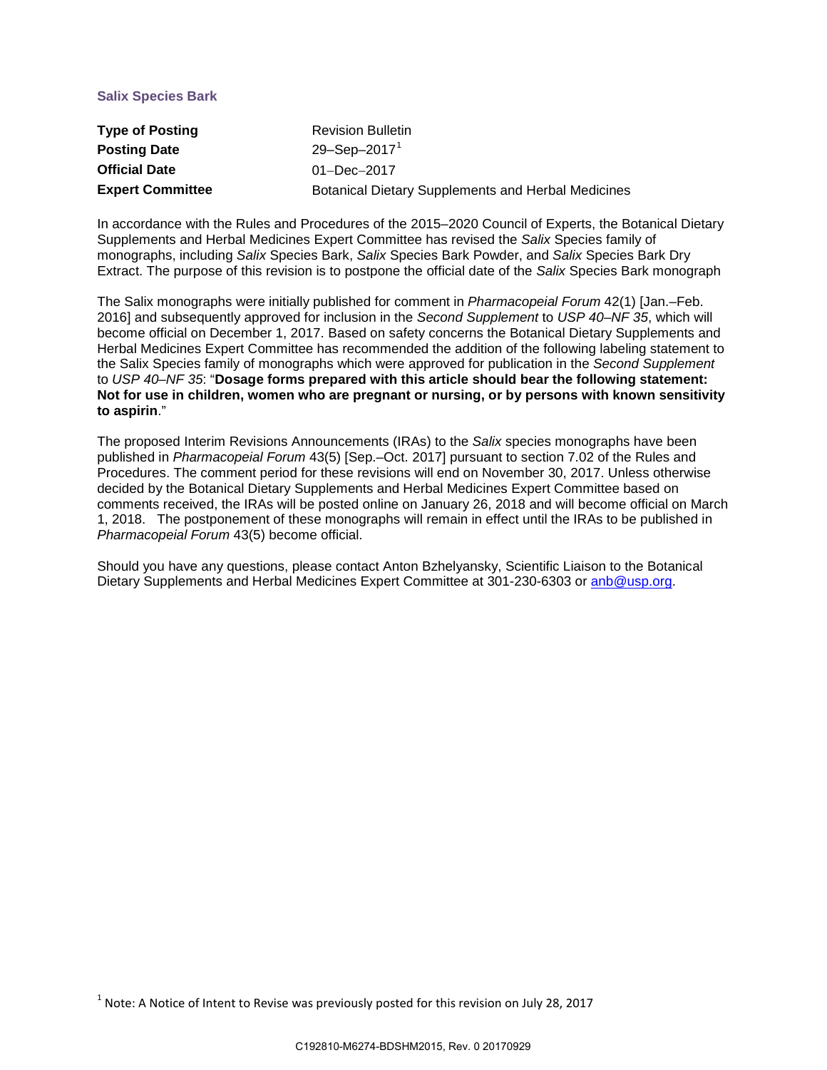## Salix Species Bark

| | |
|---|---|
| **Type of Posting** | Revision Bulletin |
| **Posting Date** | 29–Sep–2017[1] |
| **Official Date** | 01–Dec–2017 |
| **Expert Committee** | Botanical Dietary Supplements and Herbal Medicines |

In accordance with the Rules and Procedures of the 2015–2020 Council of Experts, the Botanical Dietary Supplements and Herbal Medicines Expert Committee has revised the *Salix* Species family of monographs, including *Salix* Species Bark, *Salix* Species Bark Powder, and *Salix* Species Bark Dry Extract. The purpose of this revision is to postpone the official date of the *Salix* Species Bark monograph

The Salix monographs were initially published for comment in *Pharmacopeial Forum* 42(1) [Jan.–Feb. 2016] and subsequently approved for inclusion in the *Second Supplement* to *USP 40–NF 35*, which will become official on December 1, 2017. Based on safety concerns the Botanical Dietary Supplements and Herbal Medicines Expert Committee has recommended the addition of the following labeling statement to the Salix Species family of monographs which were approved for publication in the *Second Supplement* to *USP 40–NF 35*: "**Dosage forms prepared with this article should bear the following statement: Not for use in children, women who are pregnant or nursing, or by persons with known sensitivity to aspirin**."

The proposed Interim Revisions Announcements (IRAs) to the *Salix* species monographs have been published in *Pharmacopeial Forum* 43(5) [Sep.–Oct. 2017] pursuant to section 7.02 of the Rules and Procedures. The comment period for these revisions will end on November 30, 2017. Unless otherwise decided by the Botanical Dietary Supplements and Herbal Medicines Expert Committee based on comments received, the IRAs will be posted online on January 26, 2018 and will become official on March 1, 2018. The postponement of these monographs will remain in effect until the IRAs to be published in *Pharmacopeial Forum* 43(5) become official.

Should you have any questions, please contact Anton Bzhelyansky, Scientific Liaison to the Botanical Dietary Supplements and Herbal Medicines Expert Committee at 301-230-6303 or anb@usp.org.

[1] Note: A Notice of Intent to Revise was previously posted for this revision on July 28, 2017

C192810-M6274-BDSHM2015, Rev. 0 20170929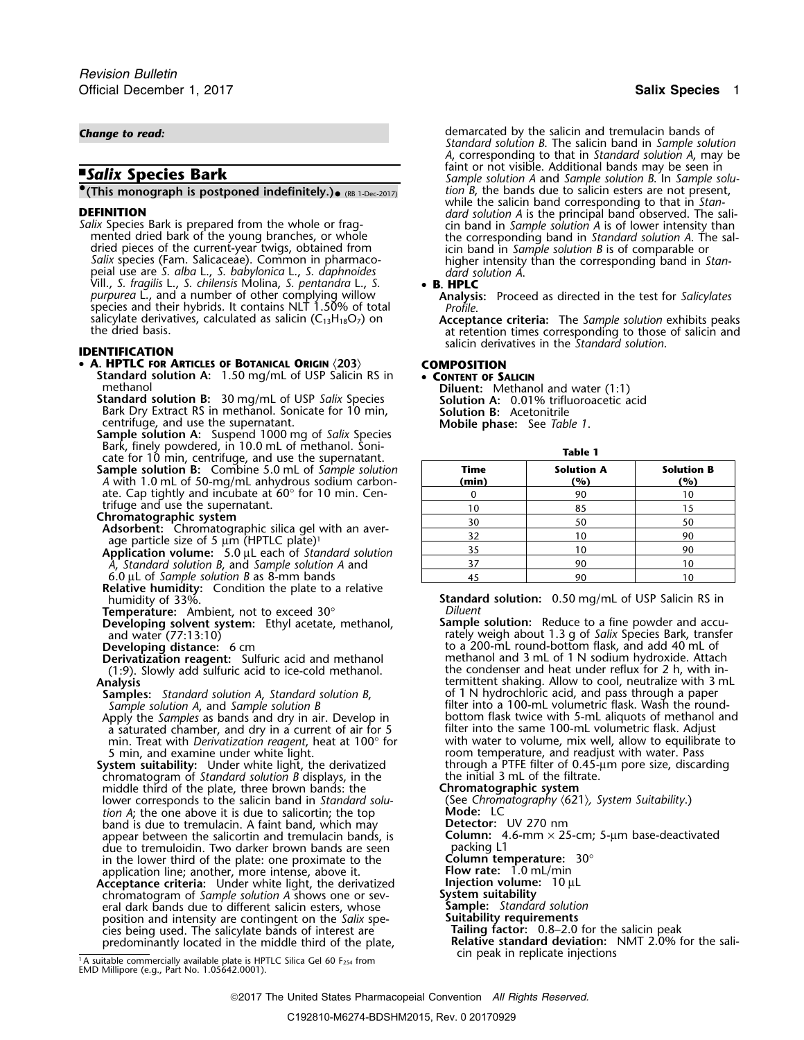*Change to read:*

# ■*Salix* Species Bark

**•(This monograph is postponed indefinitely.)•** (RB 1-Dec-2017)

## DEFINITION

*Salix* Species Bark is prepared from the whole or fragmented dried bark of the young branches, or whole dried pieces of the current-year twigs, obtained from *Salix* species (Fam. Salicaceae). Common in pharmacopeial use are *S. alba* L., *S. babylonica* L., *S. daphnoides* Vill., *S. fragilis* L., *S. chilensis* Molina, *S. pentandra* L., *S. purpurea* L., and a number of other complying willow species and their hybrids. It contains NLT 1.50% of total salicylate derivatives, calculated as salicin ($C_{13}H_{18}O_7$) on the dried basis.

## IDENTIFICATION

- **A. HPTLC for Articles of Botanical Origin ⟨203⟩**

  **Standard solution A:** 1.50 mg/mL of USP Salicin RS in methanol

  **Standard solution B:** 30 mg/mL of USP *Salix* Species Bark Dry Extract RS in methanol. Sonicate for 10 min, centrifuge, and use the supernatant.

  **Sample solution A:** Suspend 1000 mg of *Salix* Species Bark, finely powdered, in 10.0 mL of methanol. Sonicate for 10 min, centrifuge, and use the supernatant.

  **Sample solution B:** Combine 5.0 mL of *Sample solution A* with 1.0 mL of 50-mg/mL anhydrous sodium carbonate. Cap tightly and incubate at 60° for 10 min. Centrifuge and use the supernatant.

  **Chromatographic system**

  **Adsorbent:** Chromatographic silica gel with an average particle size of 5 µm (HPTLC plate)[1]

  **Application volume:** 5.0 µL each of *Standard solution A*, *Standard solution B*, and *Sample solution A* and 6.0 µL of *Sample solution B* as 8-mm bands

  **Relative humidity:** Condition the plate to a relative humidity of 33%.

  **Temperature:** Ambient, not to exceed 30°

  **Developing solvent system:** Ethyl acetate, methanol, and water (77:13:10)

  **Developing distance:** 6 cm

  **Derivatization reagent:** Sulfuric acid and methanol (1:9). Slowly add sulfuric acid to ice-cold methanol.

  **Analysis**

  **Samples:** *Standard solution A*, *Standard solution B*, *Sample solution A*, and *Sample solution B*

  Apply the *Samples* as bands and dry in air. Develop in a saturated chamber, and dry in a current of air for 5 min. Treat with *Derivatization reagent*, heat at 100° for 5 min, and examine under white light.

  **System suitability:** Under white light, the derivatized chromatogram of *Standard solution B* displays, in the middle third of the plate, three brown bands: the lower corresponds to the salicin band in *Standard solution A*; the one above it is due to salicortin; the top band is due to tremulacin. A faint band, which may appear between the salicortin and tremulacin bands, is due to tremuloidin. Two darker brown bands are seen in the lower third of the plate: one proximate to the application line; another, more intense, above it.

  **Acceptance criteria:** Under white light, the derivatized chromatogram of *Sample solution A* shows one or several dark bands due to different salicin esters, whose position and intensity are contingent on the *Salix* species being used. The salicylate bands of interest are predominantly located in the middle third of the plate, demarcated by the salicin and tremulacin bands of *Standard solution B*. The salicin band in *Sample solution A*, corresponding to that in *Standard solution A*, may be faint or not visible. Additional bands may be seen in *Sample solution A* and *Sample solution B*. In *Sample solution B*, the bands due to salicin esters are not present, while the salicin band corresponding to that in *Standard solution A* is the principal band observed. The salicin band in *Sample solution A* is of lower intensity than the corresponding band in *Standard solution A*. The salicin band in *Sample solution B* is of comparable or higher intensity than the corresponding band in *Standard solution A*.

- **B. HPLC**

  **Analysis:** Proceed as directed in the test for *Salicylates Profile*.

  **Acceptance criteria:** The *Sample solution* exhibits peaks at retention times corresponding to those of salicin and salicin derivatives in the *Standard solution*.

## COMPOSITION

- **Content of Salicin**

  **Diluent:** Methanol and water (1:1)

  **Solution A:** 0.01% trifluoroacetic acid

  **Solution B:** Acetonitrile

  **Mobile phase:** See *Table 1*.

**Table 1**

| Time (min) | Solution A (%) | Solution B (%) |
|---|---|---|
| 0 | 90 | 10 |
| 10 | 85 | 15 |
| 30 | 50 | 50 |
| 32 | 10 | 90 |
| 35 | 10 | 90 |
| 37 | 90 | 10 |
| 45 | 90 | 10 |

**Standard solution:** 0.50 mg/mL of USP Salicin RS in *Diluent*

**Sample solution:** Reduce to a fine powder and accurately weigh about 1.3 g of *Salix* Species Bark, transfer to a 200-mL round-bottom flask, and add 40 mL of methanol and 3 mL of 1 N sodium hydroxide. Attach the condenser and heat under reflux for 2 h, with intermittent shaking. Allow to cool, neutralize with 3 mL of 1 N hydrochloric acid, and pass through a paper filter into a 100-mL volumetric flask. Wash the round-bottom flask twice with 5-mL aliquots of methanol and filter into the same 100-mL volumetric flask. Adjust with water to volume, mix well, allow to equilibrate to room temperature, and readjust with water. Pass through a PTFE filter of 0.45-µm pore size, discarding the initial 3 mL of the filtrate.

**Chromatographic system**

(See *Chromatography* ⟨621⟩, *System Suitability*.)

**Mode:** LC

**Detector:** UV 270 nm

**Column:** 4.6-mm × 25-cm; 5-µm base-deactivated packing L1

**Column temperature:** 30°

**Flow rate:** 1.0 mL/min

**Injection volume:** 10 µL

**System suitability**

**Sample:** *Standard solution*

**Suitability requirements**

**Tailing factor:** 0.8–2.0 for the salicin peak

**Relative standard deviation:** NMT 2.0% for the salicin peak in replicate injections

[1] A suitable commercially available plate is HPTLC Silica Gel 60 $F_{254}$ from EMD Millipore (e.g., Part No. 1.05642.0001).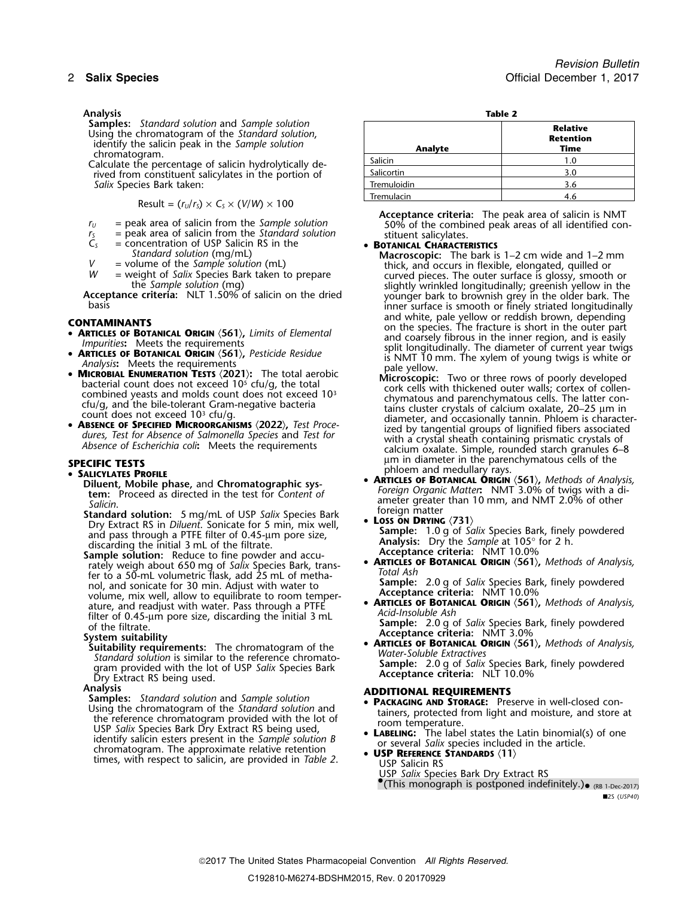**Analysis**

**Samples:** *Standard solution* and *Sample solution*

Using the chromatogram of the *Standard solution*, identify the salicin peak in the *Sample solution* chromatogram.

Calculate the percentage of salicin hydrolytically derived from constituent salicylates in the portion of *Salix* Species Bark taken:

$$\text{Result} = (r_U/r_S) \times C_S \times (V/W) \times 100$$

$r_U$ = peak area of salicin from the *Sample solution*

$r_S$ = peak area of salicin from the *Standard solution*

$C_S$ = concentration of USP Salicin RS in the *Standard solution* (mg/mL)

$V$ = volume of the *Sample solution* (mL)

$W$ = weight of *Salix* Species Bark taken to prepare the *Sample solution* (mg)

**Acceptance criteria:** NLT 1.50% of salicin on the dried basis

## CONTAMINANTS

- **Articles of Botanical Origin ⟨561⟩,** *Limits of Elemental Impurities***:** Meets the requirements
- **Articles of Botanical Origin ⟨561⟩,** *Pesticide Residue Analysis***:** Meets the requirements
- **Microbial Enumeration Tests ⟨2021⟩:** The total aerobic bacterial count does not exceed $10^5$ cfu/g, the total combined yeasts and molds count does not exceed $10^3$ cfu/g, and the bile-tolerant Gram-negative bacteria count does not exceed $10^3$ cfu/g.
- **Absence of Specified Microorganisms ⟨2022⟩,** *Test Procedures, Test for Absence of Salmonella Species* and *Test for Absence of Escherichia coli***:** Meets the requirements

## SPECIFIC TESTS

- **Salicylates Profile**

**Diluent, Mobile phase,** and **Chromatographic system:** Proceed as directed in the test for *Content of Salicin.*

**Standard solution:** 5 mg/mL of USP *Salix* Species Bark Dry Extract RS in *Diluent.* Sonicate for 5 min, mix well, and pass through a PTFE filter of 0.45-µm pore size, discarding the initial 3 mL of the filtrate.

**Sample solution:** Reduce to fine powder and accurately weigh about 650 mg of *Salix* Species Bark, transfer to a 50-mL volumetric flask, add 25 mL of methanol, and sonicate for 30 min. Adjust with water to volume, mix well, allow to equilibrate to room temperature, and readjust with water. Pass through a PTFE filter of 0.45-µm pore size, discarding the initial 3 mL of the filtrate.

**System suitability**

**Suitability requirements:** The chromatogram of the *Standard solution* is similar to the reference chromatogram provided with the lot of USP *Salix* Species Bark Dry Extract RS being used.

**Analysis**

**Samples:** *Standard solution* and *Sample solution*

Using the chromatogram of the *Standard solution* and the reference chromatogram provided with the lot of USP *Salix* Species Bark Dry Extract RS being used, identify salicin esters present in the *Sample solution B* chromatogram. The approximate relative retention times, with respect to salicin, are provided in *Table 2*.

**Table 2**

| Analyte | Relative Retention Time |
|---|---|
| Salicin | 1.0 |
| Salicortin | 3.0 |
| Tremuloidin | 3.6 |
| Tremulacin | 4.6 |

**Acceptance criteria:** The peak area of salicin is NMT 50% of the combined peak areas of all identified constituent salicylates.

- **Botanical Characteristics**

**Macroscopic:** The bark is 1–2 cm wide and 1–2 mm thick, and occurs in flexible, elongated, quilled or curved pieces. The outer surface is glossy, smooth or slightly wrinkled longitudinally; greenish yellow in the younger bark to brownish grey in the older bark. The inner surface is smooth or finely striated longitudinally and white, pale yellow or reddish brown, depending on the species. The fracture is short in the outer part and coarsely fibrous in the inner region, and is easily split longitudinally. The diameter of current year twigs is NMT 10 mm. The xylem of young twigs is white or pale yellow.

**Microscopic:** Two or three rows of poorly developed cork cells with thickened outer walls; cortex of collenchymatous and parenchymatous cells. The latter contains cluster crystals of calcium oxalate, 20–25 µm in diameter, and occasionally tannin. Phloem is characterized by tangential groups of lignified fibers associated with a crystal sheath containing prismatic crystals of calcium oxalate. Simple, rounded starch granules 6–8 µm in diameter in the parenchymatous cells of the phloem and medullary rays.

- **Articles of Botanical Origin ⟨561⟩,** *Methods of Analysis, Foreign Organic Matter***:** NMT 3.0% of twigs with a diameter greater than 10 mm, and NMT 2.0% of other foreign matter
- **Loss on Drying ⟨731⟩**

**Sample:** 1.0 g of *Salix* Species Bark, finely powdered

**Analysis:** Dry the *Sample* at 105° for 2 h.

**Acceptance criteria:** NMT 10.0%

- **Articles of Botanical Origin ⟨561⟩,** *Methods of Analysis, Total Ash*

**Sample:** 2.0 g of *Salix* Species Bark, finely powdered

**Acceptance criteria:** NMT 10.0%

- **Articles of Botanical Origin ⟨561⟩,** *Methods of Analysis, Acid-Insoluble Ash*

**Sample:** 2.0 g of *Salix* Species Bark, finely powdered

**Acceptance criteria:** NMT 3.0%

- **Articles of Botanical Origin ⟨561⟩,** *Methods of Analysis, Water-Soluble Extractives*

**Sample:** 2.0 g of *Salix* Species Bark, finely powdered

**Acceptance criteria:** NLT 10.0%

## ADDITIONAL REQUIREMENTS

- **Packaging and Storage:** Preserve in well-closed containers, protected from light and moisture, and store at room temperature.
- **Labeling:** The label states the Latin binomial(s) of one or several *Salix* species included in the article.
- **USP Reference Standards ⟨11⟩**

USP Salicin RS

USP *Salix* Species Bark Dry Extract RS

•(This monograph is postponed indefinitely.)• (RB 1-Dec-2017)

■2S (USP40)